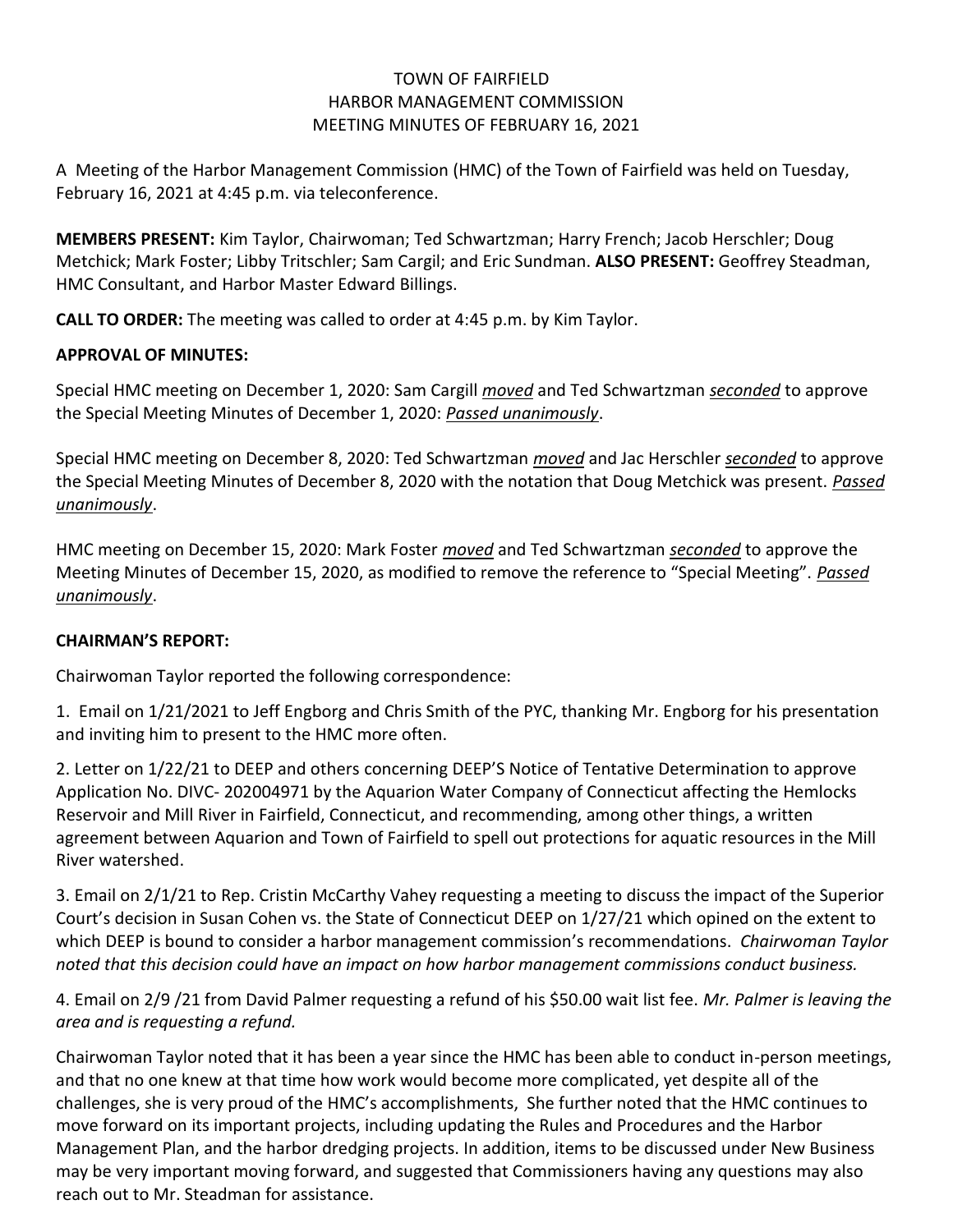# TOWN OF FAIRFIELD
## HARBOR MANAGEMENT COMMISSION
## MEETING MINUTES OF FEBRUARY 16, 2021

A Meeting of the Harbor Management Commission (HMC) of the Town of Fairfield was held on Tuesday, February 16, 2021 at 4:45 p.m. via teleconference.

**MEMBERS PRESENT:** Kim Taylor, Chairwoman; Ted Schwartzman; Harry French; Jacob Herschler; Doug Metchick; Mark Foster; Libby Tritschler; Sam Cargil; and Eric Sundman. **ALSO PRESENT:** Geoffrey Steadman, HMC Consultant, and Harbor Master Edward Billings.

**CALL TO ORDER:** The meeting was called to order at 4:45 p.m. by Kim Taylor.

**APPROVAL OF MINUTES:**

Special HMC meeting on December 1, 2020: Sam Cargill ***moved*** and Ted Schwartzman ***seconded*** to approve the Special Meeting Minutes of December 1, 2020: ***Passed unanimously***.

Special HMC meeting on December 8, 2020: Ted Schwartzman ***moved*** and Jac Herschler ***seconded*** to approve the Special Meeting Minutes of December 8, 2020 with the notation that Doug Metchick was present. ***Passed unanimously***.

HMC meeting on December 15, 2020: Mark Foster ***moved*** and Ted Schwartzman ***seconded*** to approve the Meeting Minutes of December 15, 2020, as modified to remove the reference to "Special Meeting". ***Passed unanimously***.

**CHAIRMAN'S REPORT:**

Chairwoman Taylor reported the following correspondence:

1. Email on 1/21/2021 to Jeff Engborg and Chris Smith of the PYC, thanking Mr. Engborg for his presentation and inviting him to present to the HMC more often.

2. Letter on 1/22/21 to DEEP and others concerning DEEP'S Notice of Tentative Determination to approve Application No. DIVC- 202004971 by the Aquarion Water Company of Connecticut affecting the Hemlocks Reservoir and Mill River in Fairfield, Connecticut, and recommending, among other things, a written agreement between Aquarion and Town of Fairfield to spell out protections for aquatic resources in the Mill River watershed.

3. Email on 2/1/21 to Rep. Cristin McCarthy Vahey requesting a meeting to discuss the impact of the Superior Court's decision in Susan Cohen vs. the State of Connecticut DEEP on 1/27/21 which opined on the extent to which DEEP is bound to consider a harbor management commission's recommendations. *Chairwoman Taylor noted that this decision could have an impact on how harbor management commissions conduct business.*

4. Email on 2/9 /21 from David Palmer requesting a refund of his $50.00 wait list fee. *Mr. Palmer is leaving the area and is requesting a refund.*

Chairwoman Taylor noted that it has been a year since the HMC has been able to conduct in-person meetings, and that no one knew at that time how work would become more complicated, yet despite all of the challenges, she is very proud of the HMC's accomplishments, She further noted that the HMC continues to move forward on its important projects, including updating the Rules and Procedures and the Harbor Management Plan, and the harbor dredging projects. In addition, items to be discussed under New Business may be very important moving forward, and suggested that Commissioners having any questions may also reach out to Mr. Steadman for assistance.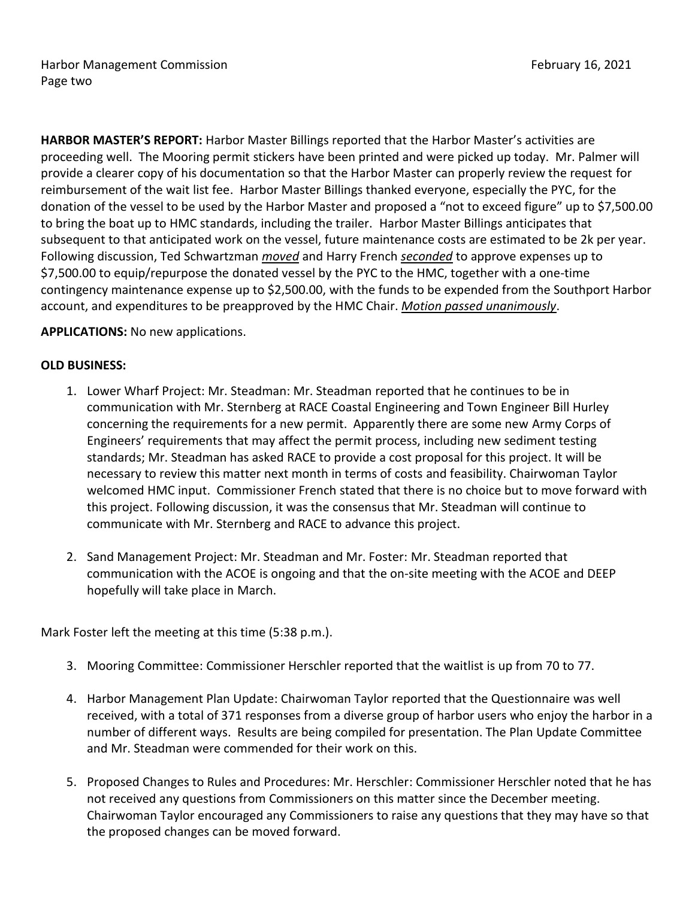**HARBOR MASTER'S REPORT:** Harbor Master Billings reported that the Harbor Master's activities are proceeding well. The Mooring permit stickers have been printed and were picked up today. Mr. Palmer will provide a clearer copy of his documentation so that the Harbor Master can properly review the request for reimbursement of the wait list fee. Harbor Master Billings thanked everyone, especially the PYC, for the donation of the vessel to be used by the Harbor Master and proposed a "not to exceed figure" up to $7,500.00 to bring the boat up to HMC standards, including the trailer. Harbor Master Billings anticipates that subsequent to that anticipated work on the vessel, future maintenance costs are estimated to be 2k per year. Following discussion, Ted Schwartzman ***moved*** and Harry French ***seconded*** to approve expenses up to $7,500.00 to equip/repurpose the donated vessel by the PYC to the HMC, together with a one-time contingency maintenance expense up to $2,500.00, with the funds to be expended from the Southport Harbor account, and expenditures to be preapproved by the HMC Chair. ***Motion passed unanimously***.

**APPLICATIONS:** No new applications.

**OLD BUSINESS:**

1. Lower Wharf Project: Mr. Steadman: Mr. Steadman reported that he continues to be in communication with Mr. Sternberg at RACE Coastal Engineering and Town Engineer Bill Hurley concerning the requirements for a new permit. Apparently there are some new Army Corps of Engineers' requirements that may affect the permit process, including new sediment testing standards; Mr. Steadman has asked RACE to provide a cost proposal for this project. It will be necessary to review this matter next month in terms of costs and feasibility. Chairwoman Taylor welcomed HMC input. Commissioner French stated that there is no choice but to move forward with this project. Following discussion, it was the consensus that Mr. Steadman will continue to communicate with Mr. Sternberg and RACE to advance this project.

2. Sand Management Project: Mr. Steadman and Mr. Foster: Mr. Steadman reported that communication with the ACOE is ongoing and that the on-site meeting with the ACOE and DEEP hopefully will take place in March.

Mark Foster left the meeting at this time (5:38 p.m.).

3. Mooring Committee: Commissioner Herschler reported that the waitlist is up from 70 to 77.

4. Harbor Management Plan Update: Chairwoman Taylor reported that the Questionnaire was well received, with a total of 371 responses from a diverse group of harbor users who enjoy the harbor in a number of different ways. Results are being compiled for presentation. The Plan Update Committee and Mr. Steadman were commended for their work on this.

5. Proposed Changes to Rules and Procedures: Mr. Herschler: Commissioner Herschler noted that he has not received any questions from Commissioners on this matter since the December meeting. Chairwoman Taylor encouraged any Commissioners to raise any questions that they may have so that the proposed changes can be moved forward.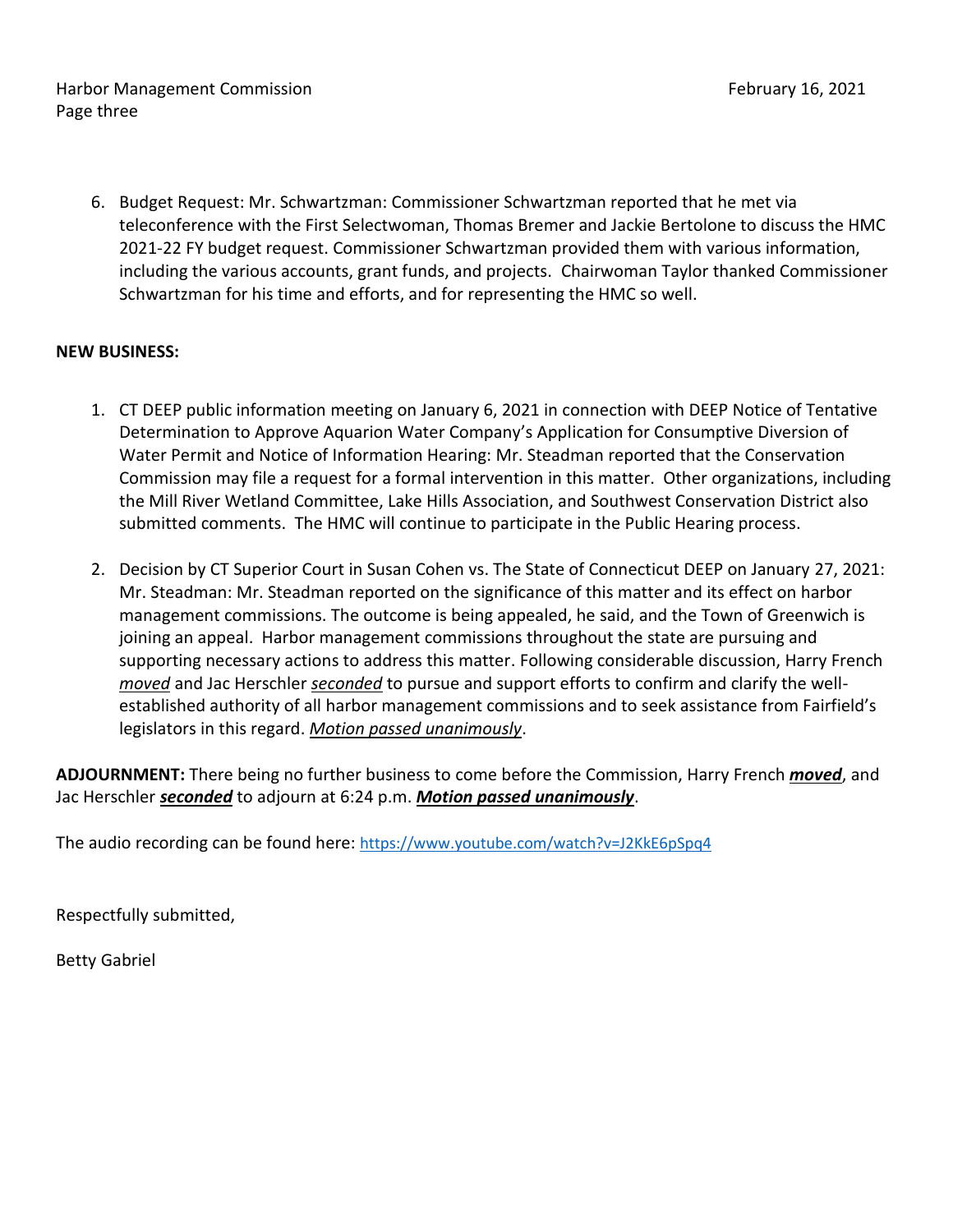6. Budget Request: Mr. Schwartzman: Commissioner Schwartzman reported that he met via teleconference with the First Selectwoman, Thomas Bremer and Jackie Bertolone to discuss the HMC 2021-22 FY budget request. Commissioner Schwartzman provided them with various information, including the various accounts, grant funds, and projects. Chairwoman Taylor thanked Commissioner Schwartzman for his time and efforts, and for representing the HMC so well.

**NEW BUSINESS:**

1. CT DEEP public information meeting on January 6, 2021 in connection with DEEP Notice of Tentative Determination to Approve Aquarion Water Company's Application for Consumptive Diversion of Water Permit and Notice of Information Hearing: Mr. Steadman reported that the Conservation Commission may file a request for a formal intervention in this matter. Other organizations, including the Mill River Wetland Committee, Lake Hills Association, and Southwest Conservation District also submitted comments. The HMC will continue to participate in the Public Hearing process.

2. Decision by CT Superior Court in Susan Cohen vs. The State of Connecticut DEEP on January 27, 2021: Mr. Steadman: Mr. Steadman reported on the significance of this matter and its effect on harbor management commissions. The outcome is being appealed, he said, and the Town of Greenwich is joining an appeal. Harbor management commissions throughout the state are pursuing and supporting necessary actions to address this matter. Following considerable discussion, Harry French *moved* and Jac Herschler *seconded* to pursue and support efforts to confirm and clarify the well-established authority of all harbor management commissions and to seek assistance from Fairfield's legislators in this regard. *Motion passed unanimously*.

**ADJOURNMENT:** There being no further business to come before the Commission, Harry French ***moved***, and Jac Herschler ***seconded*** to adjourn at 6:24 p.m. ***Motion passed unanimously***.

The audio recording can be found here: https://www.youtube.com/watch?v=J2KkE6pSpq4

Respectfully submitted,

Betty Gabriel